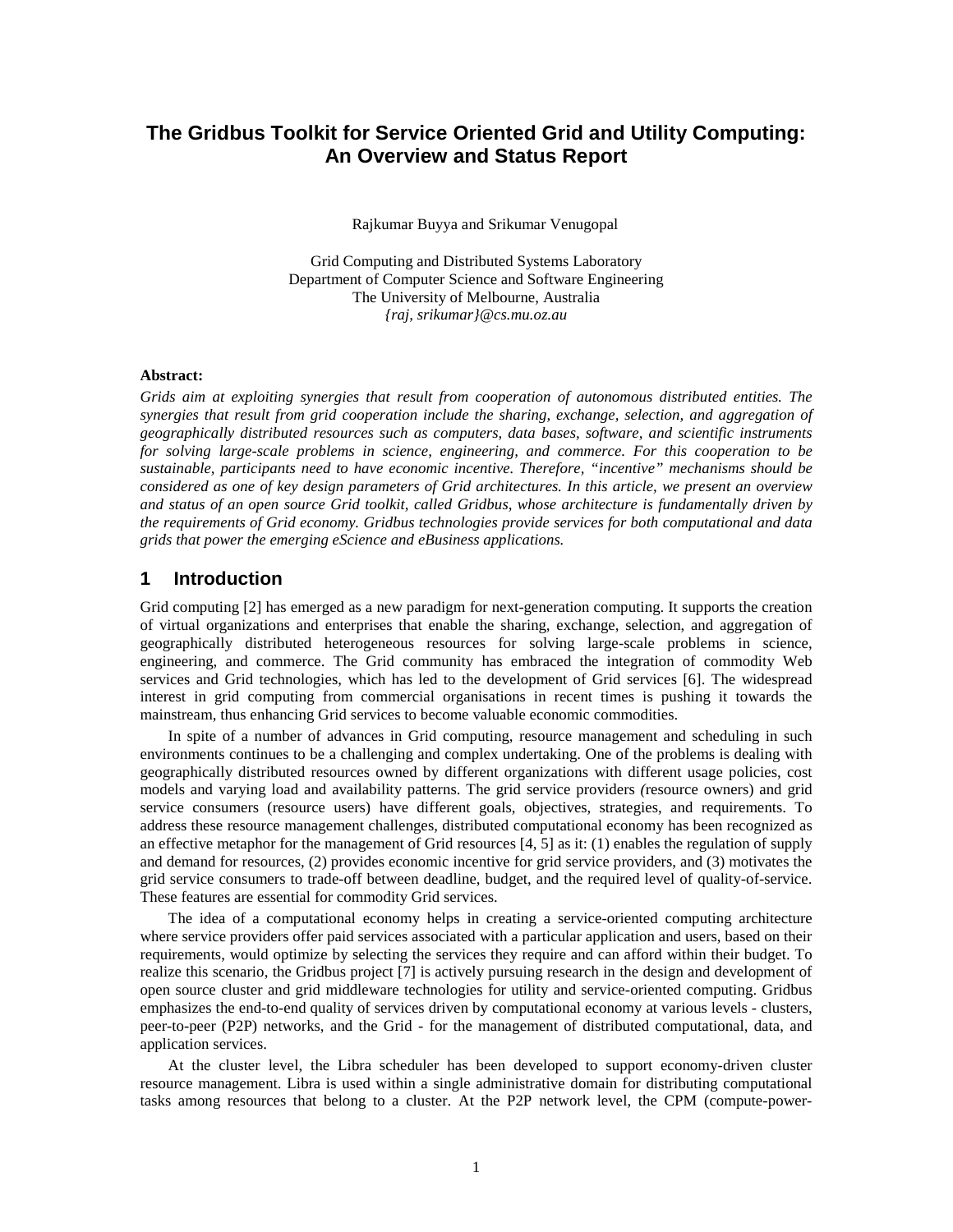# The Gridbus Toolkit for Service Oriented Grid and Utility Computing: An Overview and Status Report

Rajkumar Buyya and Srikumar Venugopal

Grid Computing and Distributed Systems Laboratory
Department of Computer Science and Software Engineering
The University of Melbourne, Australia
*{raj, srikumar}@cs.mu.oz.au*

**Abstract:**

*Grids aim at exploiting synergies that result from cooperation of autonomous distributed entities. The synergies that result from grid cooperation include the sharing, exchange, selection, and aggregation of geographically distributed resources such as computers, data bases, software, and scientific instruments for solving large-scale problems in science, engineering, and commerce. For this cooperation to be sustainable, participants need to have economic incentive. Therefore, "incentive" mechanisms should be considered as one of key design parameters of Grid architectures. In this article, we present an overview and status of an open source Grid toolkit, called Gridbus, whose architecture is fundamentally driven by the requirements of Grid economy. Gridbus technologies provide services for both computational and data grids that power the emerging eScience and eBusiness applications.*

## 1 Introduction

Grid computing [2] has emerged as a new paradigm for next-generation computing. It supports the creation of virtual organizations and enterprises that enable the sharing, exchange, selection, and aggregation of geographically distributed heterogeneous resources for solving large-scale problems in science, engineering, and commerce. The Grid community has embraced the integration of commodity Web services and Grid technologies, which has led to the development of Grid services [6]. The widespread interest in grid computing from commercial organisations in recent times is pushing it towards the mainstream, thus enhancing Grid services to become valuable economic commodities.

In spite of a number of advances in Grid computing, resource management and scheduling in such environments continues to be a challenging and complex undertaking. One of the problems is dealing with geographically distributed resources owned by different organizations with different usage policies, cost models and varying load and availability patterns. The grid service providers *(*resource owners) and grid service consumers (resource users) have different goals, objectives, strategies, and requirements. To address these resource management challenges, distributed computational economy has been recognized as an effective metaphor for the management of Grid resources [4, 5] as it: (1) enables the regulation of supply and demand for resources, (2) provides economic incentive for grid service providers, and (3) motivates the grid service consumers to trade-off between deadline, budget, and the required level of quality-of-service. These features are essential for commodity Grid services.

The idea of a computational economy helps in creating a service-oriented computing architecture where service providers offer paid services associated with a particular application and users, based on their requirements, would optimize by selecting the services they require and can afford within their budget. To realize this scenario, the Gridbus project [7] is actively pursuing research in the design and development of open source cluster and grid middleware technologies for utility and service-oriented computing. Gridbus emphasizes the end-to-end quality of services driven by computational economy at various levels - clusters, peer-to-peer (P2P) networks, and the Grid - for the management of distributed computational, data, and application services.

At the cluster level, the Libra scheduler has been developed to support economy-driven cluster resource management. Libra is used within a single administrative domain for distributing computational tasks among resources that belong to a cluster. At the P2P network level, the CPM (compute-power-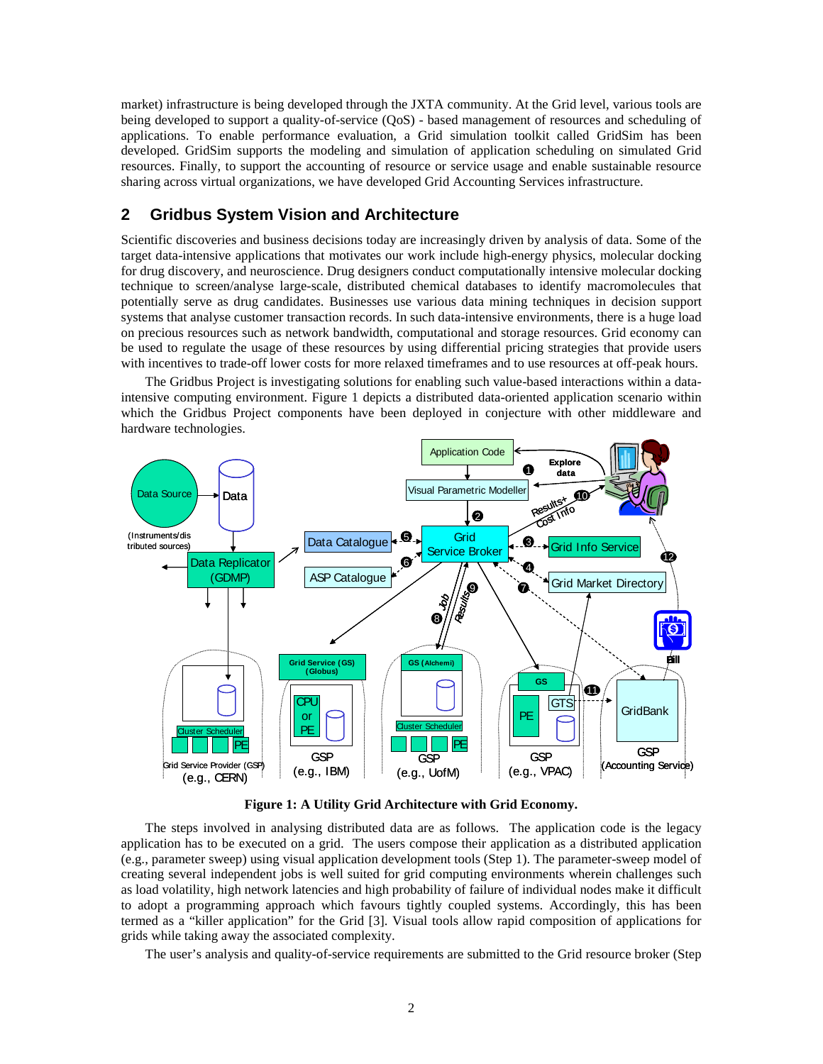market) infrastructure is being developed through the JXTA community. At the Grid level, various tools are being developed to support a quality-of-service (QoS) - based management of resources and scheduling of applications. To enable performance evaluation, a Grid simulation toolkit called GridSim has been developed. GridSim supports the modeling and simulation of application scheduling on simulated Grid resources. Finally, to support the accounting of resource or service usage and enable sustainable resource sharing across virtual organizations, we have developed Grid Accounting Services infrastructure.

## 2 Gridbus System Vision and Architecture

Scientific discoveries and business decisions today are increasingly driven by analysis of data. Some of the target data-intensive applications that motivates our work include high-energy physics, molecular docking for drug discovery, and neuroscience. Drug designers conduct computationally intensive molecular docking technique to screen/analyse large-scale, distributed chemical databases to identify macromolecules that potentially serve as drug candidates. Businesses use various data mining techniques in decision support systems that analyse customer transaction records. In such data-intensive environments, there is a huge load on precious resources such as network bandwidth, computational and storage resources. Grid economy can be used to regulate the usage of these resources by using differential pricing strategies that provide users with incentives to trade-off lower costs for more relaxed timeframes and to use resources at off-peak hours.

The Gridbus Project is investigating solutions for enabling such value-based interactions within a data-intensive computing environment. Figure 1 depicts a distributed data-oriented application scenario within which the Gridbus Project components have been deployed in conjecture with other middleware and hardware technologies.

**Figure 1: A Utility Grid Architecture with Grid Economy.**

The steps involved in analysing distributed data are as follows. The application code is the legacy application has to be executed on a grid. The users compose their application as a distributed application (e.g., parameter sweep) using visual application development tools (Step 1). The parameter-sweep model of creating several independent jobs is well suited for grid computing environments wherein challenges such as load volatility, high network latencies and high probability of failure of individual nodes make it difficult to adopt a programming approach which favours tightly coupled systems. Accordingly, this has been termed as a "killer application" for the Grid [3]. Visual tools allow rapid composition of applications for grids while taking away the associated complexity.

The user's analysis and quality-of-service requirements are submitted to the Grid resource broker (Step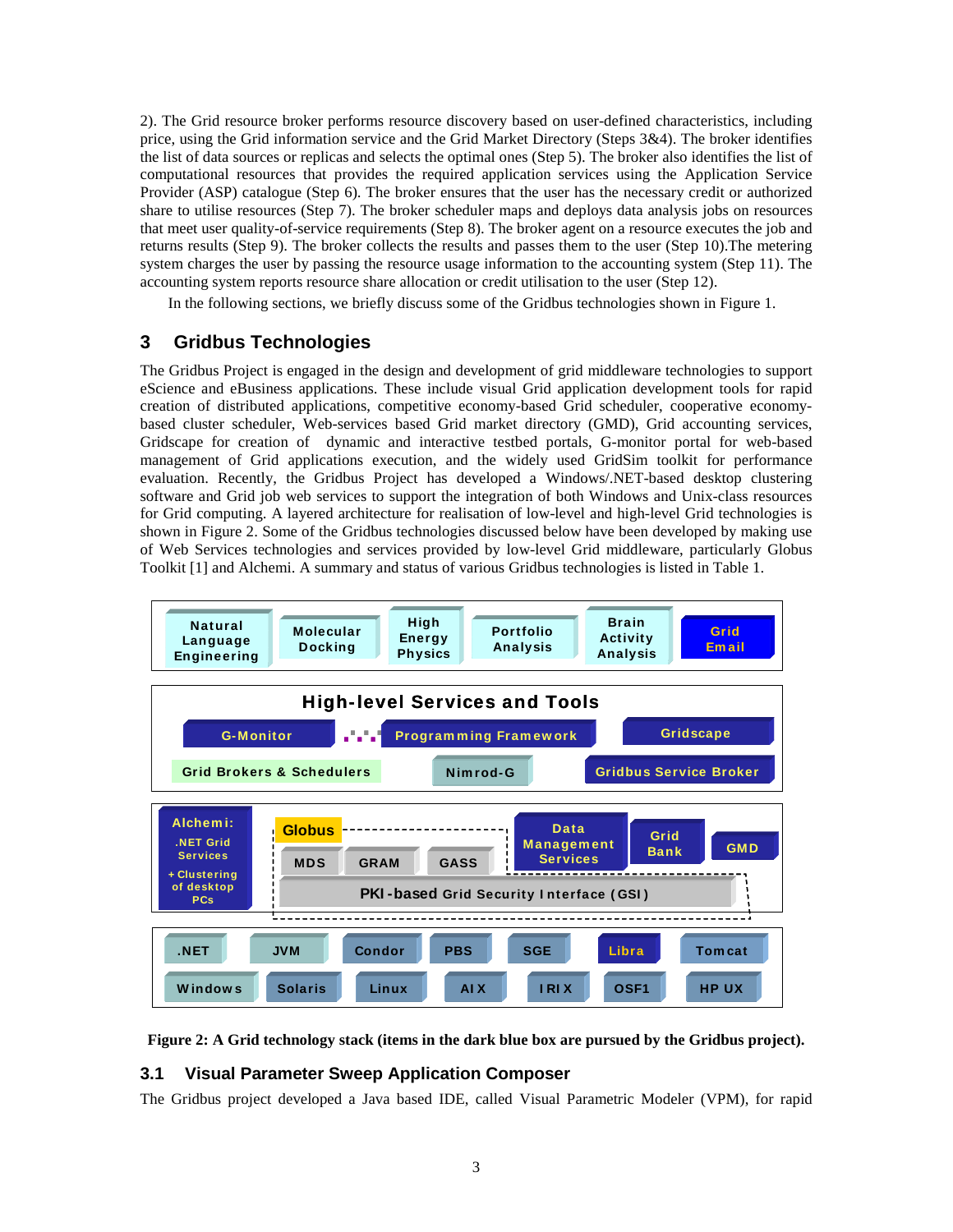2). The Grid resource broker performs resource discovery based on user-defined characteristics, including price, using the Grid information service and the Grid Market Directory (Steps 3&4). The broker identifies the list of data sources or replicas and selects the optimal ones (Step 5). The broker also identifies the list of computational resources that provides the required application services using the Application Service Provider (ASP) catalogue (Step 6). The broker ensures that the user has the necessary credit or authorized share to utilise resources (Step 7). The broker scheduler maps and deploys data analysis jobs on resources that meet user quality-of-service requirements (Step 8). The broker agent on a resource executes the job and returns results (Step 9). The broker collects the results and passes them to the user (Step 10).The metering system charges the user by passing the resource usage information to the accounting system (Step 11). The accounting system reports resource share allocation or credit utilisation to the user (Step 12).

In the following sections, we briefly discuss some of the Gridbus technologies shown in Figure 1.

## 3 Gridbus Technologies

The Gridbus Project is engaged in the design and development of grid middleware technologies to support eScience and eBusiness applications. These include visual Grid application development tools for rapid creation of distributed applications, competitive economy-based Grid scheduler, cooperative economy-based cluster scheduler, Web-services based Grid market directory (GMD), Grid accounting services, Gridscape for creation of dynamic and interactive testbed portals, G-monitor portal for web-based management of Grid applications execution, and the widely used GridSim toolkit for performance evaluation. Recently, the Gridbus Project has developed a Windows/.NET-based desktop clustering software and Grid job web services to support the integration of both Windows and Unix-class resources for Grid computing. A layered architecture for realisation of low-level and high-level Grid technologies is shown in Figure 2. Some of the Gridbus technologies discussed below have been developed by making use of Web Services technologies and services provided by low-level Grid middleware, particularly Globus Toolkit [1] and Alchemi. A summary and status of various Gridbus technologies is listed in Table 1.

Natural Language Engineering | Molecular Docking | High Energy Physics | Portfolio Analysis | Brain Activity Analysis | Grid Email

High-level Services and Tools

G-Monitor | Programming Framework | Gridscape | Grid Brokers & Schedulers | Nimrod-G | Gridbus Service Broker

Alchemi: .NET Grid Services + Clustering of desktop PCs | Globus | MDS | GRAM | GASS | Data Management Services | Grid Bank | GMD | PKI-based Grid Security Interface (GSI)

.NET | JVM | Condor | PBS | SGE | Libra | Tomcat | Windows | Solaris | Linux | AIX | IRIX | OSF1 | HP UX

**Figure 2: A Grid technology stack (items in the dark blue box are pursued by the Gridbus project).**

### 3.1 Visual Parameter Sweep Application Composer

The Gridbus project developed a Java based IDE, called Visual Parametric Modeler (VPM), for rapid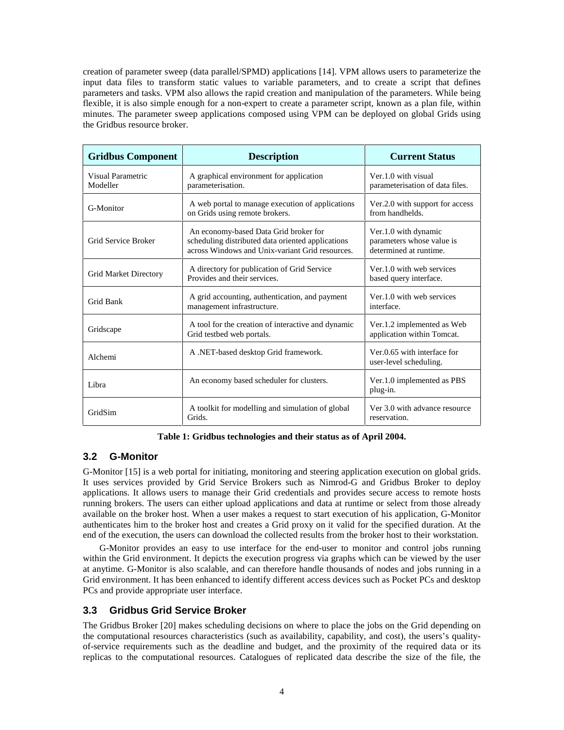creation of parameter sweep (data parallel/SPMD) applications [14]. VPM allows users to parameterize the input data files to transform static values to variable parameters, and to create a script that defines parameters and tasks. VPM also allows the rapid creation and manipulation of the parameters. While being flexible, it is also simple enough for a non-expert to create a parameter script, known as a plan file, within minutes. The parameter sweep applications composed using VPM can be deployed on global Grids using the Gridbus resource broker.

| Gridbus Component | Description | Current Status |
|---|---|---|
| Visual Parametric Modeller | A graphical environment for application parameterisation. | Ver.1.0 with visual parameterisation of data files. |
| G-Monitor | A web portal to manage execution of applications on Grids using remote brokers. | Ver.2.0 with support for access from handhelds. |
| Grid Service Broker | An economy-based Data Grid broker for scheduling distributed data oriented applications across Windows and Unix-variant Grid resources. | Ver.1.0 with dynamic parameters whose value is determined at runtime. |
| Grid Market Directory | A directory for publication of Grid Service Provides and their services. | Ver.1.0 with web services based query interface. |
| Grid Bank | A grid accounting, authentication, and payment management infrastructure. | Ver.1.0 with web services interface. |
| Gridscape | A tool for the creation of interactive and dynamic Grid testbed web portals. | Ver.1.2 implemented as Web application within Tomcat. |
| Alchemi | A .NET-based desktop Grid framework. | Ver.0.65 with interface for user-level scheduling. |
| Libra | An economy based scheduler for clusters. | Ver.1.0 implemented as PBS plug-in. |
| GridSim | A toolkit for modelling and simulation of global Grids. | Ver 3.0 with advance resource reservation. |

**Table 1: Gridbus technologies and their status as of April 2004.**

## 3.2 G-Monitor

G-Monitor [15] is a web portal for initiating, monitoring and steering application execution on global grids. It uses services provided by Grid Service Brokers such as Nimrod-G and Gridbus Broker to deploy applications. It allows users to manage their Grid credentials and provides secure access to remote hosts running brokers. The users can either upload applications and data at runtime or select from those already available on the broker host. When a user makes a request to start execution of his application, G-Monitor authenticates him to the broker host and creates a Grid proxy on it valid for the specified duration. At the end of the execution, the users can download the collected results from the broker host to their workstation.

G-Monitor provides an easy to use interface for the end-user to monitor and control jobs running within the Grid environment. It depicts the execution progress via graphs which can be viewed by the user at anytime. G-Monitor is also scalable, and can therefore handle thousands of nodes and jobs running in a Grid environment. It has been enhanced to identify different access devices such as Pocket PCs and desktop PCs and provide appropriate user interface.

## 3.3 Gridbus Grid Service Broker

The Gridbus Broker [20] makes scheduling decisions on where to place the jobs on the Grid depending on the computational resources characteristics (such as availability, capability, and cost), the users's quality-of-service requirements such as the deadline and budget, and the proximity of the required data or its replicas to the computational resources. Catalogues of replicated data describe the size of the file, the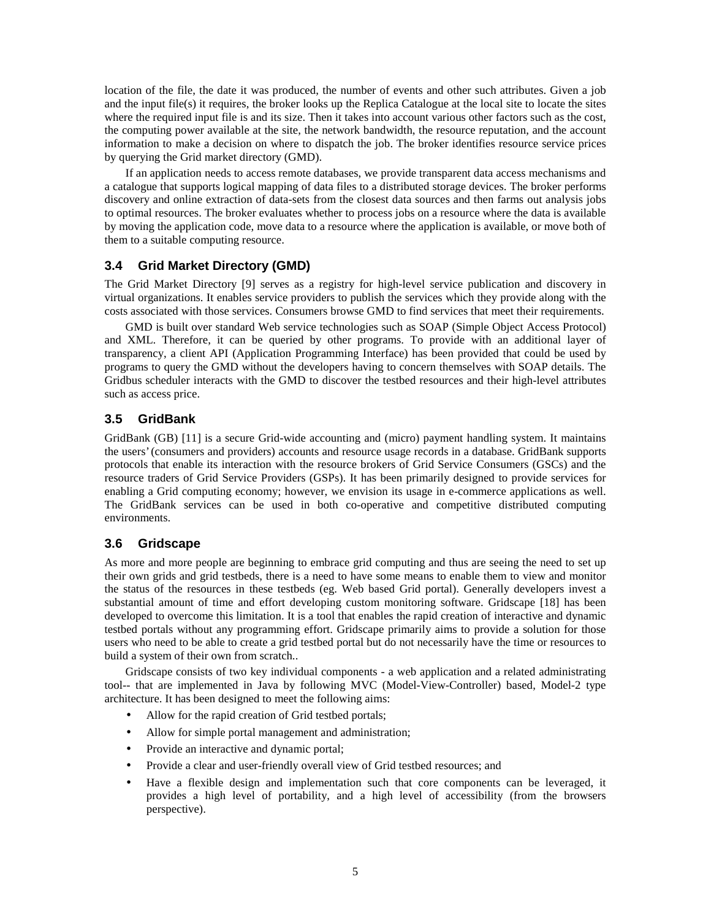location of the file, the date it was produced, the number of events and other such attributes. Given a job and the input file(s) it requires, the broker looks up the Replica Catalogue at the local site to locate the sites where the required input file is and its size. Then it takes into account various other factors such as the cost, the computing power available at the site, the network bandwidth, the resource reputation, and the account information to make a decision on where to dispatch the job. The broker identifies resource service prices by querying the Grid market directory (GMD).

If an application needs to access remote databases, we provide transparent data access mechanisms and a catalogue that supports logical mapping of data files to a distributed storage devices. The broker performs discovery and online extraction of data-sets from the closest data sources and then farms out analysis jobs to optimal resources. The broker evaluates whether to process jobs on a resource where the data is available by moving the application code, move data to a resource where the application is available, or move both of them to a suitable computing resource.

### 3.4 Grid Market Directory (GMD)

The Grid Market Directory [9] serves as a registry for high-level service publication and discovery in virtual organizations. It enables service providers to publish the services which they provide along with the costs associated with those services. Consumers browse GMD to find services that meet their requirements.

GMD is built over standard Web service technologies such as SOAP (Simple Object Access Protocol) and XML. Therefore, it can be queried by other programs. To provide with an additional layer of transparency, a client API (Application Programming Interface) has been provided that could be used by programs to query the GMD without the developers having to concern themselves with SOAP details. The Gridbus scheduler interacts with the GMD to discover the testbed resources and their high-level attributes such as access price.

### 3.5 GridBank

GridBank (GB) [11] is a secure Grid-wide accounting and (micro) payment handling system. It maintains the users' (consumers and providers) accounts and resource usage records in a database. GridBank supports protocols that enable its interaction with the resource brokers of Grid Service Consumers (GSCs) and the resource traders of Grid Service Providers (GSPs). It has been primarily designed to provide services for enabling a Grid computing economy; however, we envision its usage in e-commerce applications as well. The GridBank services can be used in both co-operative and competitive distributed computing environments.

### 3.6 Gridscape

As more and more people are beginning to embrace grid computing and thus are seeing the need to set up their own grids and grid testbeds, there is a need to have some means to enable them to view and monitor the status of the resources in these testbeds (eg. Web based Grid portal). Generally developers invest a substantial amount of time and effort developing custom monitoring software. Gridscape [18] has been developed to overcome this limitation. It is a tool that enables the rapid creation of interactive and dynamic testbed portals without any programming effort. Gridscape primarily aims to provide a solution for those users who need to be able to create a grid testbed portal but do not necessarily have the time or resources to build a system of their own from scratch..

Gridscape consists of two key individual components - a web application and a related administrating tool-- that are implemented in Java by following MVC (Model-View-Controller) based, Model-2 type architecture. It has been designed to meet the following aims:

- Allow for the rapid creation of Grid testbed portals;
- Allow for simple portal management and administration;
- Provide an interactive and dynamic portal;
- Provide a clear and user-friendly overall view of Grid testbed resources; and
- Have a flexible design and implementation such that core components can be leveraged, it provides a high level of portability, and a high level of accessibility (from the browsers perspective).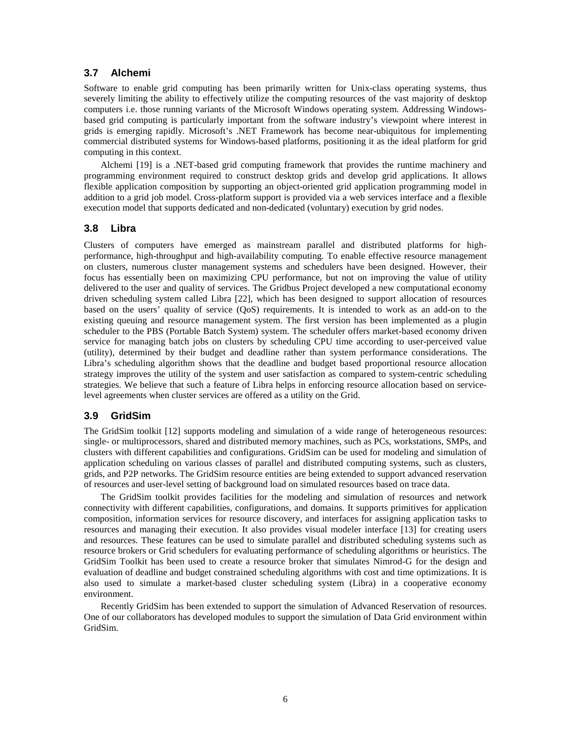### 3.7 Alchemi

Software to enable grid computing has been primarily written for Unix-class operating systems, thus severely limiting the ability to effectively utilize the computing resources of the vast majority of desktop computers i.e. those running variants of the Microsoft Windows operating system. Addressing Windows-based grid computing is particularly important from the software industry's viewpoint where interest in grids is emerging rapidly. Microsoft's .NET Framework has become near-ubiquitous for implementing commercial distributed systems for Windows-based platforms, positioning it as the ideal platform for grid computing in this context.

Alchemi [19] is a .NET-based grid computing framework that provides the runtime machinery and programming environment required to construct desktop grids and develop grid applications. It allows flexible application composition by supporting an object-oriented grid application programming model in addition to a grid job model. Cross-platform support is provided via a web services interface and a flexible execution model that supports dedicated and non-dedicated (voluntary) execution by grid nodes.

### 3.8 Libra

Clusters of computers have emerged as mainstream parallel and distributed platforms for high-performance, high-throughput and high-availability computing. To enable effective resource management on clusters, numerous cluster management systems and schedulers have been designed. However, their focus has essentially been on maximizing CPU performance, but not on improving the value of utility delivered to the user and quality of services. The Gridbus Project developed a new computational economy driven scheduling system called Libra [22], which has been designed to support allocation of resources based on the users' quality of service (QoS) requirements. It is intended to work as an add-on to the existing queuing and resource management system. The first version has been implemented as a plugin scheduler to the PBS (Portable Batch System) system. The scheduler offers market-based economy driven service for managing batch jobs on clusters by scheduling CPU time according to user-perceived value (utility), determined by their budget and deadline rather than system performance considerations. The Libra's scheduling algorithm shows that the deadline and budget based proportional resource allocation strategy improves the utility of the system and user satisfaction as compared to system-centric scheduling strategies. We believe that such a feature of Libra helps in enforcing resource allocation based on service-level agreements when cluster services are offered as a utility on the Grid.

### 3.9 GridSim

The GridSim toolkit [12] supports modeling and simulation of a wide range of heterogeneous resources: single- or multiprocessors, shared and distributed memory machines, such as PCs, workstations, SMPs, and clusters with different capabilities and configurations. GridSim can be used for modeling and simulation of application scheduling on various classes of parallel and distributed computing systems, such as clusters, grids, and P2P networks. The GridSim resource entities are being extended to support advanced reservation of resources and user-level setting of background load on simulated resources based on trace data.

The GridSim toolkit provides facilities for the modeling and simulation of resources and network connectivity with different capabilities, configurations, and domains. It supports primitives for application composition, information services for resource discovery, and interfaces for assigning application tasks to resources and managing their execution. It also provides visual modeler interface [13] for creating users and resources. These features can be used to simulate parallel and distributed scheduling systems such as resource brokers or Grid schedulers for evaluating performance of scheduling algorithms or heuristics. The GridSim Toolkit has been used to create a resource broker that simulates Nimrod-G for the design and evaluation of deadline and budget constrained scheduling algorithms with cost and time optimizations. It is also used to simulate a market-based cluster scheduling system (Libra) in a cooperative economy environment.

Recently GridSim has been extended to support the simulation of Advanced Reservation of resources. One of our collaborators has developed modules to support the simulation of Data Grid environment within GridSim.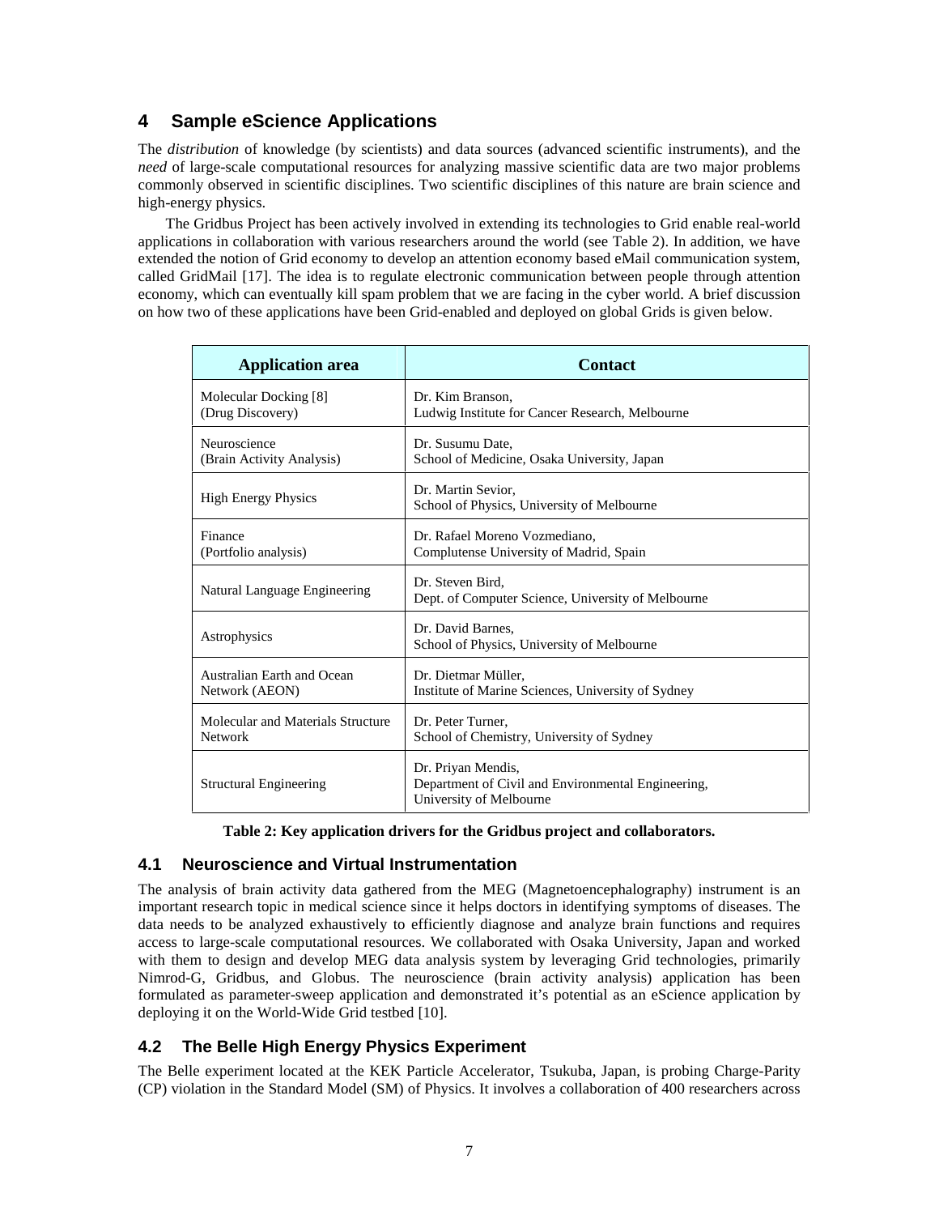## 4 Sample eScience Applications

The *distribution* of knowledge (by scientists) and data sources (advanced scientific instruments), and the *need* of large-scale computational resources for analyzing massive scientific data are two major problems commonly observed in scientific disciplines. Two scientific disciplines of this nature are brain science and high-energy physics.

The Gridbus Project has been actively involved in extending its technologies to Grid enable real-world applications in collaboration with various researchers around the world (see Table 2). In addition, we have extended the notion of Grid economy to develop an attention economy based eMail communication system, called GridMail [17]. The idea is to regulate electronic communication between people through attention economy, which can eventually kill spam problem that we are facing in the cyber world. A brief discussion on how two of these applications have been Grid-enabled and deployed on global Grids is given below.

| Application area | Contact |
|---|---|
| Molecular Docking [8] (Drug Discovery) | Dr. Kim Branson, Ludwig Institute for Cancer Research, Melbourne |
| Neuroscience (Brain Activity Analysis) | Dr. Susumu Date, School of Medicine, Osaka University, Japan |
| High Energy Physics | Dr. Martin Sevior, School of Physics, University of Melbourne |
| Finance (Portfolio analysis) | Dr. Rafael Moreno Vozmediano, Complutense University of Madrid, Spain |
| Natural Language Engineering | Dr. Steven Bird, Dept. of Computer Science, University of Melbourne |
| Astrophysics | Dr. David Barnes, School of Physics, University of Melbourne |
| Australian Earth and Ocean Network (AEON) | Dr. Dietmar Müller, Institute of Marine Sciences, University of Sydney |
| Molecular and Materials Structure Network | Dr. Peter Turner, School of Chemistry, University of Sydney |
| Structural Engineering | Dr. Priyan Mendis, Department of Civil and Environmental Engineering, University of Melbourne |

**Table 2: Key application drivers for the Gridbus project and collaborators.**

### 4.1 Neuroscience and Virtual Instrumentation

The analysis of brain activity data gathered from the MEG (Magnetoencephalography) instrument is an important research topic in medical science since it helps doctors in identifying symptoms of diseases. The data needs to be analyzed exhaustively to efficiently diagnose and analyze brain functions and requires access to large-scale computational resources. We collaborated with Osaka University, Japan and worked with them to design and develop MEG data analysis system by leveraging Grid technologies, primarily Nimrod-G, Gridbus, and Globus. The neuroscience (brain activity analysis) application has been formulated as parameter-sweep application and demonstrated it's potential as an eScience application by deploying it on the World-Wide Grid testbed [10].

### 4.2 The Belle High Energy Physics Experiment

The Belle experiment located at the KEK Particle Accelerator, Tsukuba, Japan, is probing Charge-Parity (CP) violation in the Standard Model (SM) of Physics. It involves a collaboration of 400 researchers across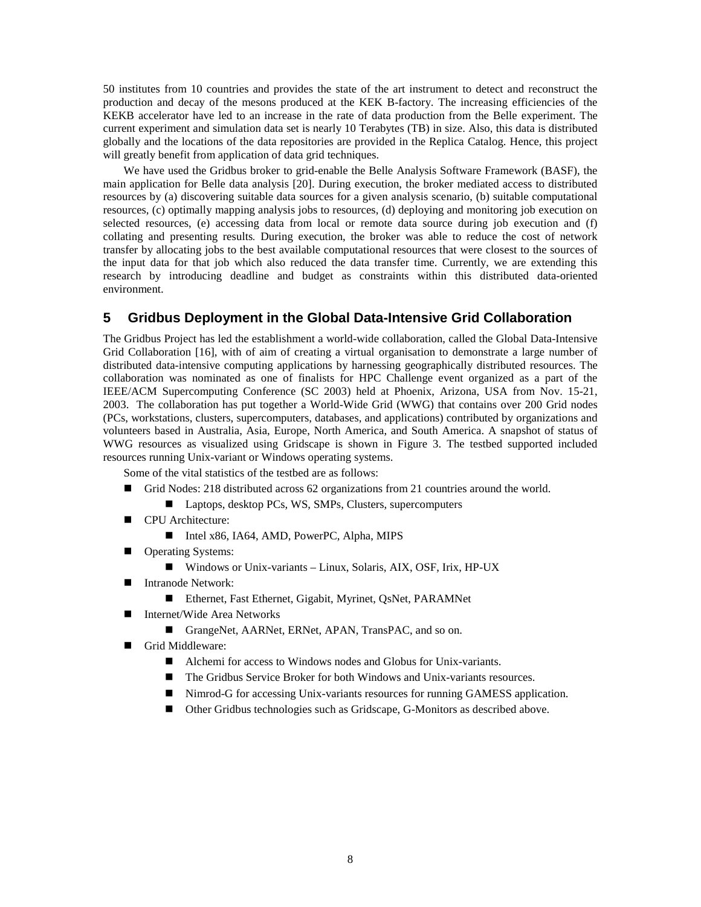50 institutes from 10 countries and provides the state of the art instrument to detect and reconstruct the production and decay of the mesons produced at the KEK B-factory. The increasing efficiencies of the KEKB accelerator have led to an increase in the rate of data production from the Belle experiment. The current experiment and simulation data set is nearly 10 Terabytes (TB) in size. Also, this data is distributed globally and the locations of the data repositories are provided in the Replica Catalog. Hence, this project will greatly benefit from application of data grid techniques.

We have used the Gridbus broker to grid-enable the Belle Analysis Software Framework (BASF), the main application for Belle data analysis [20]. During execution, the broker mediated access to distributed resources by (a) discovering suitable data sources for a given analysis scenario, (b) suitable computational resources, (c) optimally mapping analysis jobs to resources, (d) deploying and monitoring job execution on selected resources, (e) accessing data from local or remote data source during job execution and (f) collating and presenting results. During execution, the broker was able to reduce the cost of network transfer by allocating jobs to the best available computational resources that were closest to the sources of the input data for that job which also reduced the data transfer time. Currently, we are extending this research by introducing deadline and budget as constraints within this distributed data-oriented environment.

## 5 Gridbus Deployment in the Global Data-Intensive Grid Collaboration

The Gridbus Project has led the establishment a world-wide collaboration, called the Global Data-Intensive Grid Collaboration [16], with of aim of creating a virtual organisation to demonstrate a large number of distributed data-intensive computing applications by harnessing geographically distributed resources. The collaboration was nominated as one of finalists for HPC Challenge event organized as a part of the IEEE/ACM Supercomputing Conference (SC 2003) held at Phoenix, Arizona, USA from Nov. 15-21, 2003. The collaboration has put together a World-Wide Grid (WWG) that contains over 200 Grid nodes (PCs, workstations, clusters, supercomputers, databases, and applications) contributed by organizations and volunteers based in Australia, Asia, Europe, North America, and South America. A snapshot of status of WWG resources as visualized using Gridscape is shown in Figure 3. The testbed supported included resources running Unix-variant or Windows operating systems.

Some of the vital statistics of the testbed are as follows:

- Grid Nodes: 218 distributed across 62 organizations from 21 countries around the world.
  - Laptops, desktop PCs, WS, SMPs, Clusters, supercomputers
- CPU Architecture:
  - Intel x86, IA64, AMD, PowerPC, Alpha, MIPS
- Operating Systems:
  - Windows or Unix-variants – Linux, Solaris, AIX, OSF, Irix, HP-UX
- Intranode Network:
  - Ethernet, Fast Ethernet, Gigabit, Myrinet, QsNet, PARAMNet
- Internet/Wide Area Networks
  - GrangeNet, AARNet, ERNet, APAN, TransPAC, and so on.
- Grid Middleware:
  - Alchemi for access to Windows nodes and Globus for Unix-variants.
  - The Gridbus Service Broker for both Windows and Unix-variants resources.
  - Nimrod-G for accessing Unix-variants resources for running GAMESS application.
  - Other Gridbus technologies such as Gridscape, G-Monitors as described above.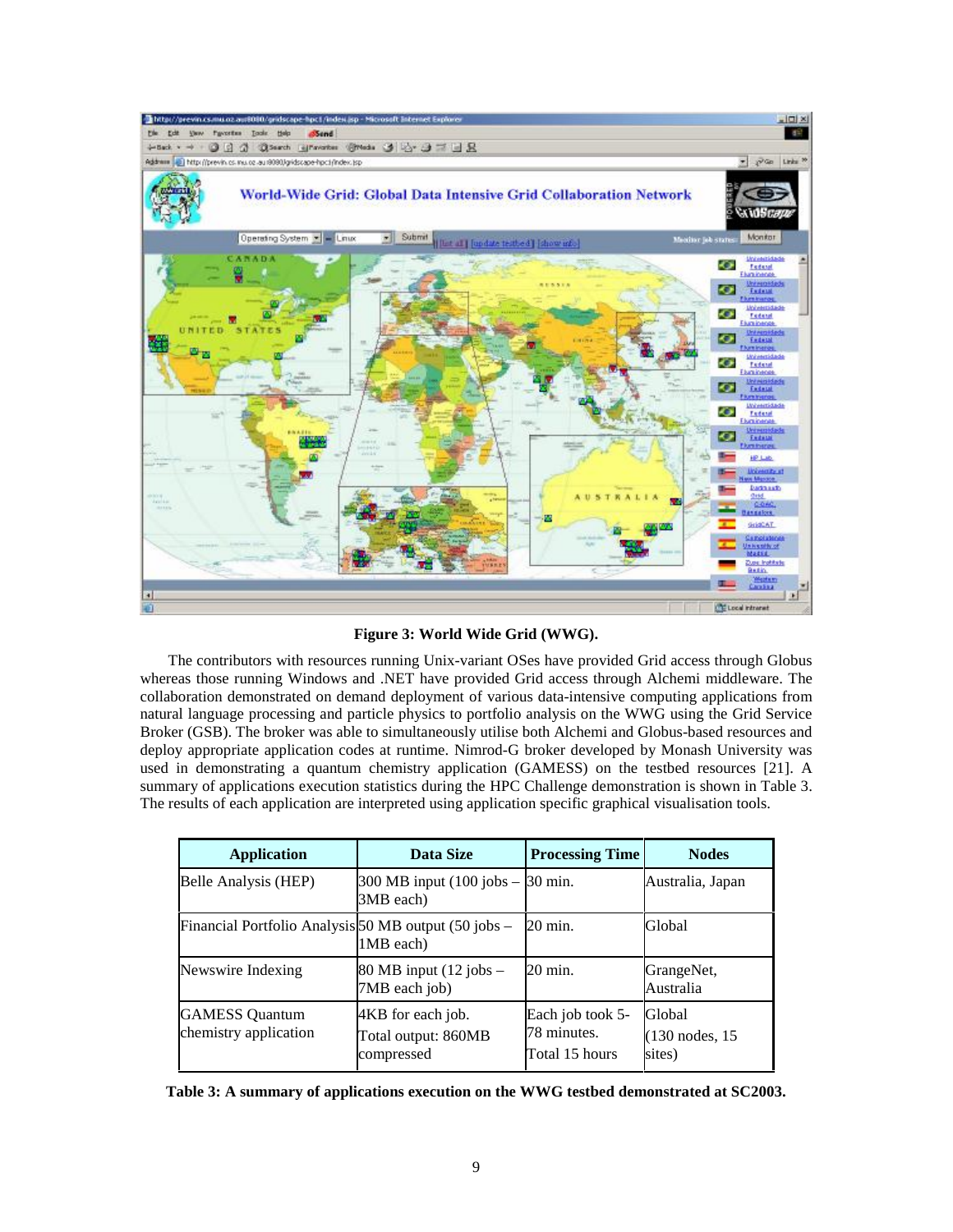**Figure 3: World Wide Grid (WWG).**

The contributors with resources running Unix-variant OSes have provided Grid access through Globus whereas those running Windows and .NET have provided Grid access through Alchemi middleware. The collaboration demonstrated on demand deployment of various data-intensive computing applications from natural language processing and particle physics to portfolio analysis on the WWG using the Grid Service Broker (GSB). The broker was able to simultaneously utilise both Alchemi and Globus-based resources and deploy appropriate application codes at runtime. Nimrod-G broker developed by Monash University was used in demonstrating a quantum chemistry application (GAMESS) on the testbed resources [21]. A summary of applications execution statistics during the HPC Challenge demonstration is shown in Table 3. The results of each application are interpreted using application specific graphical visualisation tools.

| Application | Data Size | Processing Time | Nodes |
|---|---|---|---|
| Belle Analysis (HEP) | 300 MB input (100 jobs – 3MB each) | 30 min. | Australia, Japan |
| Financial Portfolio Analysis | 50 MB output (50 jobs – 1MB each) | 20 min. | Global |
| Newswire Indexing | 80 MB input (12 jobs – 7MB each job) | 20 min. | GrangeNet, Australia |
| GAMESS Quantum chemistry application | 4KB for each job. Total output: 860MB compressed | Each job took 5-78 minutes. Total 15 hours | Global (130 nodes, 15 sites) |

**Table 3: A summary of applications execution on the WWG testbed demonstrated at SC2003.**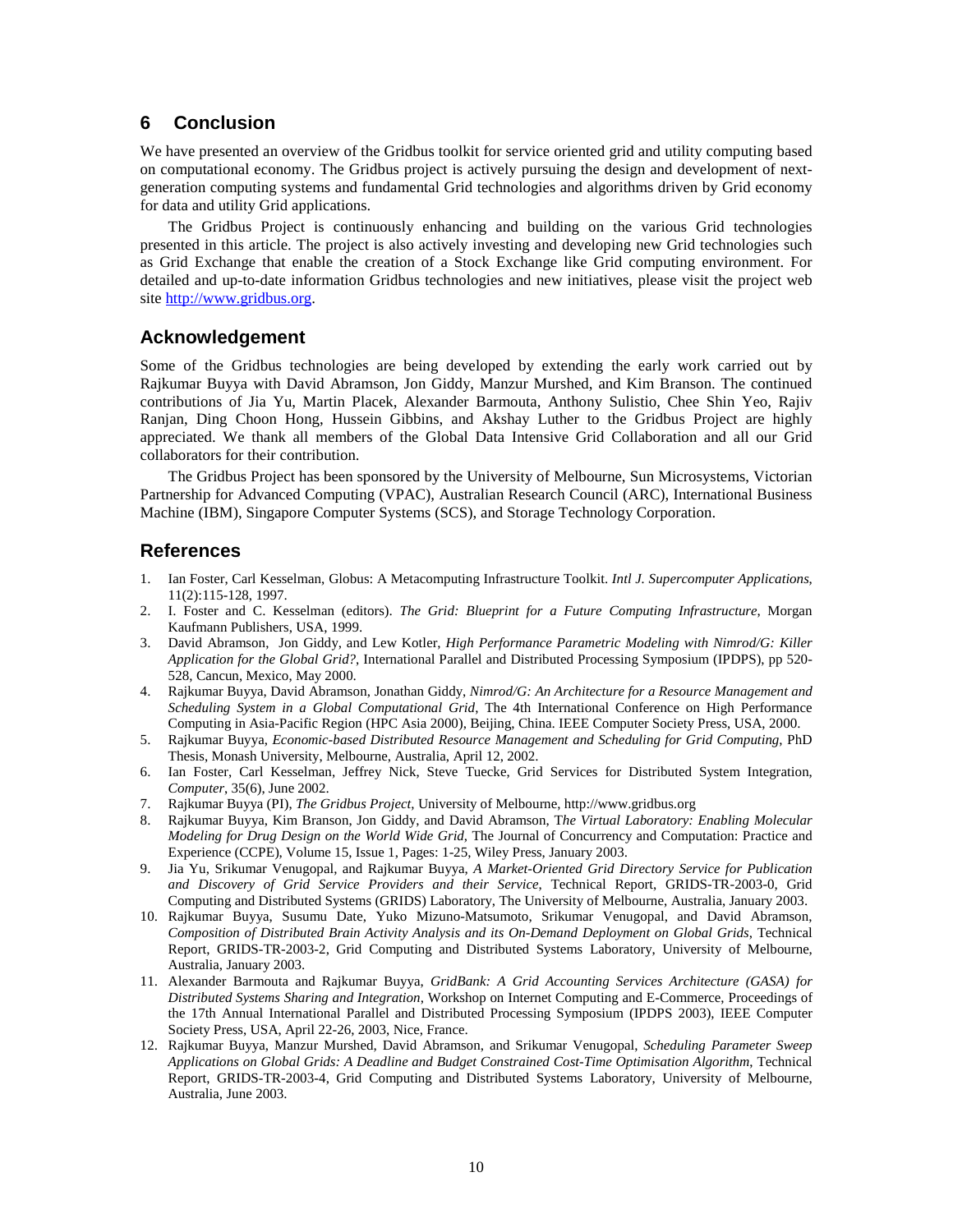## 6 Conclusion

We have presented an overview of the Gridbus toolkit for service oriented grid and utility computing based on computational economy. The Gridbus project is actively pursuing the design and development of next-generation computing systems and fundamental Grid technologies and algorithms driven by Grid economy for data and utility Grid applications.

The Gridbus Project is continuously enhancing and building on the various Grid technologies presented in this article. The project is also actively investing and developing new Grid technologies such as Grid Exchange that enable the creation of a Stock Exchange like Grid computing environment. For detailed and up-to-date information Gridbus technologies and new initiatives, please visit the project web site http://www.gridbus.org.

## Acknowledgement

Some of the Gridbus technologies are being developed by extending the early work carried out by Rajkumar Buyya with David Abramson, Jon Giddy, Manzur Murshed, and Kim Branson. The continued contributions of Jia Yu, Martin Placek, Alexander Barmouta, Anthony Sulistio, Chee Shin Yeo, Rajiv Ranjan, Ding Choon Hong, Hussein Gibbins, and Akshay Luther to the Gridbus Project are highly appreciated. We thank all members of the Global Data Intensive Grid Collaboration and all our Grid collaborators for their contribution.

The Gridbus Project has been sponsored by the University of Melbourne, Sun Microsystems, Victorian Partnership for Advanced Computing (VPAC), Australian Research Council (ARC), International Business Machine (IBM), Singapore Computer Systems (SCS), and Storage Technology Corporation.

## References

1. Ian Foster, Carl Kesselman, Globus: A Metacomputing Infrastructure Toolkit. *Intl J. Supercomputer Applications*, 11(2):115-128, 1997.
2. I. Foster and C. Kesselman (editors). *The Grid: Blueprint for a Future Computing Infrastructure*, Morgan Kaufmann Publishers, USA, 1999.
3. David Abramson, Jon Giddy, and Lew Kotler, *High Performance Parametric Modeling with Nimrod/G: Killer Application for the Global Grid?*, International Parallel and Distributed Processing Symposium (IPDPS), pp 520-528, Cancun, Mexico, May 2000.
4. Rajkumar Buyya, David Abramson, Jonathan Giddy, *Nimrod/G: An Architecture for a Resource Management and Scheduling System in a Global Computational Grid*, The 4th International Conference on High Performance Computing in Asia-Pacific Region (HPC Asia 2000), Beijing, China. IEEE Computer Society Press, USA, 2000.
5. Rajkumar Buyya, *Economic-based Distributed Resource Management and Scheduling for Grid Computing*, PhD Thesis, Monash University, Melbourne, Australia, April 12, 2002.
6. Ian Foster, Carl Kesselman, Jeffrey Nick, Steve Tuecke, Grid Services for Distributed System Integration, *Computer*, 35(6), June 2002.
7. Rajkumar Buyya (PI), *The Gridbus Project*, University of Melbourne, http://www.gridbus.org
8. Rajkumar Buyya, Kim Branson, Jon Giddy, and David Abramson, T*he Virtual Laboratory: Enabling Molecular Modeling for Drug Design on the World Wide Grid*, The Journal of Concurrency and Computation: Practice and Experience (CCPE), Volume 15, Issue 1, Pages: 1-25, Wiley Press, January 2003.
9. Jia Yu, Srikumar Venugopal, and Rajkumar Buyya, *A Market-Oriented Grid Directory Service for Publication and Discovery of Grid Service Providers and their Service*, Technical Report, GRIDS-TR-2003-0, Grid Computing and Distributed Systems (GRIDS) Laboratory, The University of Melbourne, Australia, January 2003.
10. Rajkumar Buyya, Susumu Date, Yuko Mizuno-Matsumoto, Srikumar Venugopal, and David Abramson, *Composition of Distributed Brain Activity Analysis and its On-Demand Deployment on Global Grids*, Technical Report, GRIDS-TR-2003-2, Grid Computing and Distributed Systems Laboratory, University of Melbourne, Australia, January 2003.
11. Alexander Barmouta and Rajkumar Buyya, *GridBank: A Grid Accounting Services Architecture (GASA) for Distributed Systems Sharing and Integration*, Workshop on Internet Computing and E-Commerce, Proceedings of the 17th Annual International Parallel and Distributed Processing Symposium (IPDPS 2003), IEEE Computer Society Press, USA, April 22-26, 2003, Nice, France.
12. Rajkumar Buyya, Manzur Murshed, David Abramson, and Srikumar Venugopal, *Scheduling Parameter Sweep Applications on Global Grids: A Deadline and Budget Constrained Cost-Time Optimisation Algorithm*, Technical Report, GRIDS-TR-2003-4, Grid Computing and Distributed Systems Laboratory, University of Melbourne, Australia, June 2003.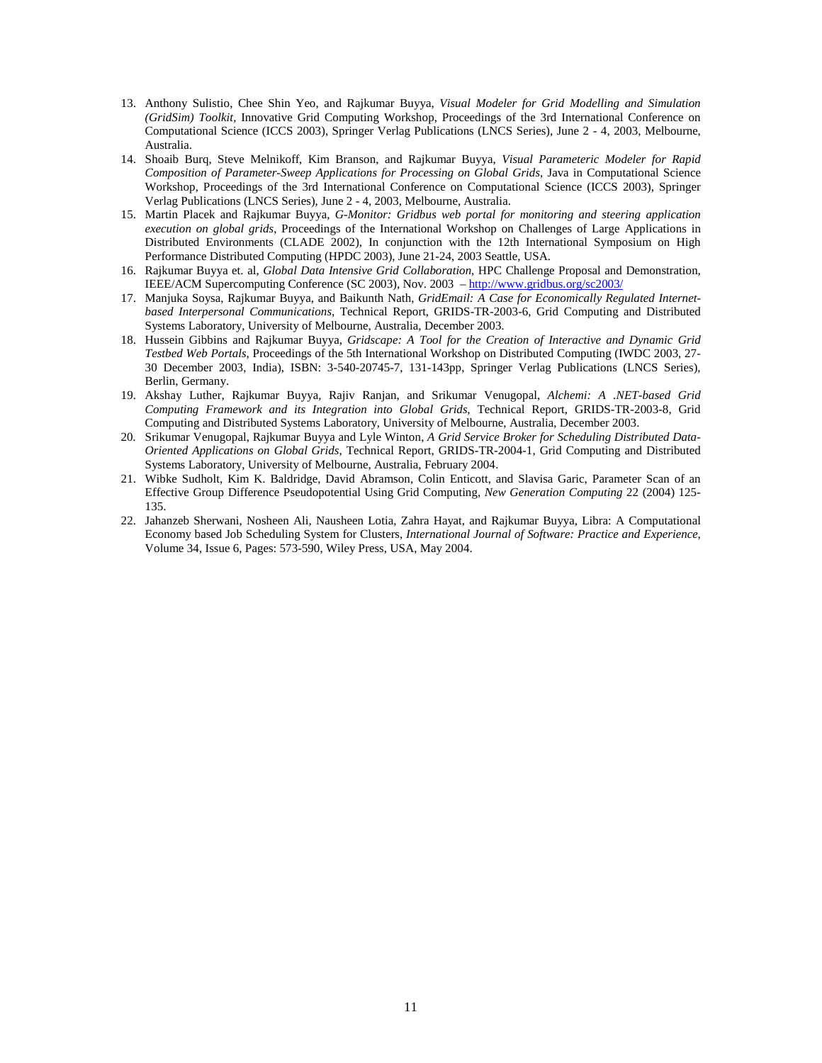13. Anthony Sulistio, Chee Shin Yeo, and Rajkumar Buyya, *Visual Modeler for Grid Modelling and Simulation (GridSim) Toolkit*, Innovative Grid Computing Workshop, Proceedings of the 3rd International Conference on Computational Science (ICCS 2003), Springer Verlag Publications (LNCS Series), June 2 - 4, 2003, Melbourne, Australia.
14. Shoaib Burq, Steve Melnikoff, Kim Branson, and Rajkumar Buyya, *Visual Parameteric Modeler for Rapid Composition of Parameter-Sweep Applications for Processing on Global Grids*, Java in Computational Science Workshop, Proceedings of the 3rd International Conference on Computational Science (ICCS 2003), Springer Verlag Publications (LNCS Series), June 2 - 4, 2003, Melbourne, Australia.
15. Martin Placek and Rajkumar Buyya, *G-Monitor: Gridbus web portal for monitoring and steering application execution on global grids*, Proceedings of the International Workshop on Challenges of Large Applications in Distributed Environments (CLADE 2002), In conjunction with the 12th International Symposium on High Performance Distributed Computing (HPDC 2003), June 21-24, 2003 Seattle, USA.
16. Rajkumar Buyya et. al, *Global Data Intensive Grid Collaboration*, HPC Challenge Proposal and Demonstration, IEEE/ACM Supercomputing Conference (SC 2003), Nov. 2003 – http://www.gridbus.org/sc2003/
17. Manjuka Soysa, Rajkumar Buyya, and Baikunth Nath, *GridEmail: A Case for Economically Regulated Internet-based Interpersonal Communications*, Technical Report, GRIDS-TR-2003-6, Grid Computing and Distributed Systems Laboratory, University of Melbourne, Australia, December 2003.
18. Hussein Gibbins and Rajkumar Buyya, *Gridscape: A Tool for the Creation of Interactive and Dynamic Grid Testbed Web Portals*, Proceedings of the 5th International Workshop on Distributed Computing (IWDC 2003, 27-30 December 2003, India), ISBN: 3-540-20745-7, 131-143pp, Springer Verlag Publications (LNCS Series), Berlin, Germany.
19. Akshay Luther, Rajkumar Buyya, Rajiv Ranjan, and Srikumar Venugopal, *Alchemi: A .NET-based Grid Computing Framework and its Integration into Global Grids*, Technical Report, GRIDS-TR-2003-8, Grid Computing and Distributed Systems Laboratory, University of Melbourne, Australia, December 2003.
20. Srikumar Venugopal, Rajkumar Buyya and Lyle Winton, *A Grid Service Broker for Scheduling Distributed Data-Oriented Applications on Global Grids*, Technical Report, GRIDS-TR-2004-1, Grid Computing and Distributed Systems Laboratory, University of Melbourne, Australia, February 2004.
21. Wibke Sudholt, Kim K. Baldridge, David Abramson, Colin Enticott, and Slavisa Garic, Parameter Scan of an Effective Group Difference Pseudopotential Using Grid Computing, *New Generation Computing* 22 (2004) 125-135.
22. Jahanzeb Sherwani, Nosheen Ali, Nausheen Lotia, Zahra Hayat, and Rajkumar Buyya, Libra: A Computational Economy based Job Scheduling System for Clusters, *International Journal of Software: Practice and Experience*, Volume 34, Issue 6, Pages: 573-590, Wiley Press, USA, May 2004.